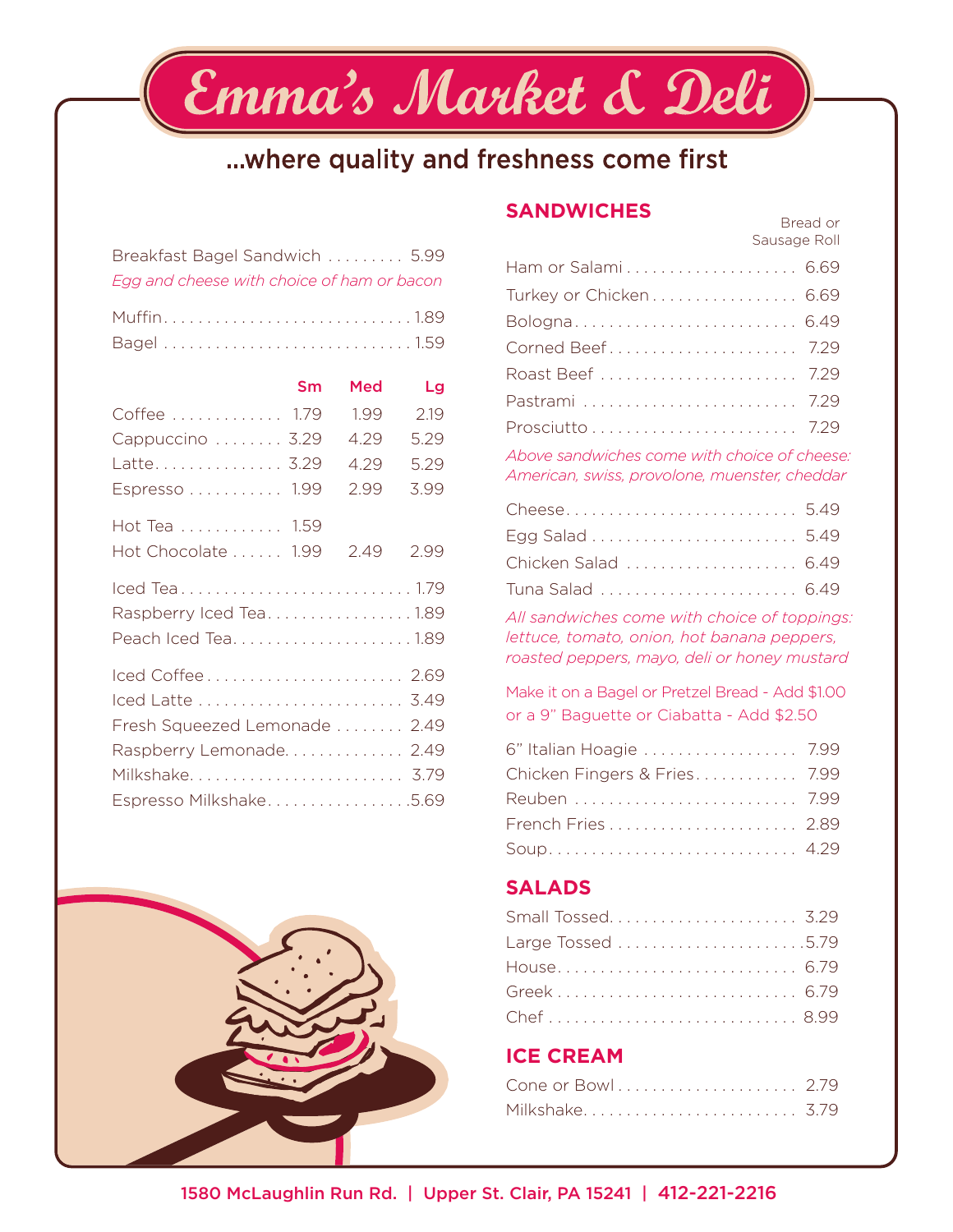# Emma's Market & Deli

## ...where quality and freshness come first

Breakfast Bagel Sandwich ......... 5.99
*Egg and cheese with choice of ham or bacon*

Muffin ......... 1.89
Bagel ......... 1.59

| | Sm | Med | Lg |
|---|---|---|---|
| Coffee | 1.79 | 1.99 | 2.19 |
| Cappuccino | 3.29 | 4.29 | 5.29 |
| Latte | 3.29 | 4.29 | 5.29 |
| Espresso | 1.99 | 2.99 | 3.99 |
| Hot Tea | 1.59 | | |
| Hot Chocolate | 1.99 | 2.49 | 2.99 |

Iced Tea ......... 1.79
Raspberry Iced Tea ......... 1.89
Peach Iced Tea ......... 1.89

Iced Coffee ......... 2.69
Iced Latte ......... 3.49
Fresh Squeezed Lemonade ......... 2.49
Raspberry Lemonade ......... 2.49
Milkshake ......... 3.79
Espresso Milkshake ......... 5.69

## SANDWICHES

| | Bread or Sausage Roll |
|---|---|
| Ham or Salami | 6.69 |
| Turkey or Chicken | 6.69 |
| Bologna | 6.49 |
| Corned Beef | 7.29 |
| Roast Beef | 7.29 |
| Pastrami | 7.29 |
| Prosciutto | 7.29 |

*Above sandwiches come with choice of cheese: American, swiss, provolone, muenster, cheddar*

Cheese ......... 5.49
Egg Salad ......... 5.49
Chicken Salad ......... 6.49
Tuna Salad ......... 6.49

*All sandwiches come with choice of toppings: lettuce, tomato, onion, hot banana peppers, roasted peppers, mayo, deli or honey mustard*

Make it on a Bagel or Pretzel Bread - Add $1.00 or a 9" Baguette or Ciabatta - Add $2.50

6" Italian Hoagie ......... 7.99
Chicken Fingers & Fries ......... 7.99
Reuben ......... 7.99
French Fries ......... 2.89
Soup ......... 4.29

## SALADS

Small Tossed ......... 3.29
Large Tossed ......... 5.79
House ......... 6.79
Greek ......... 6.79
Chef ......... 8.99

## ICE CREAM

Cone or Bowl ......... 2.79
Milkshake ......... 3.79

1580 McLaughlin Run Rd. | Upper St. Clair, PA 15241 | 412-221-2216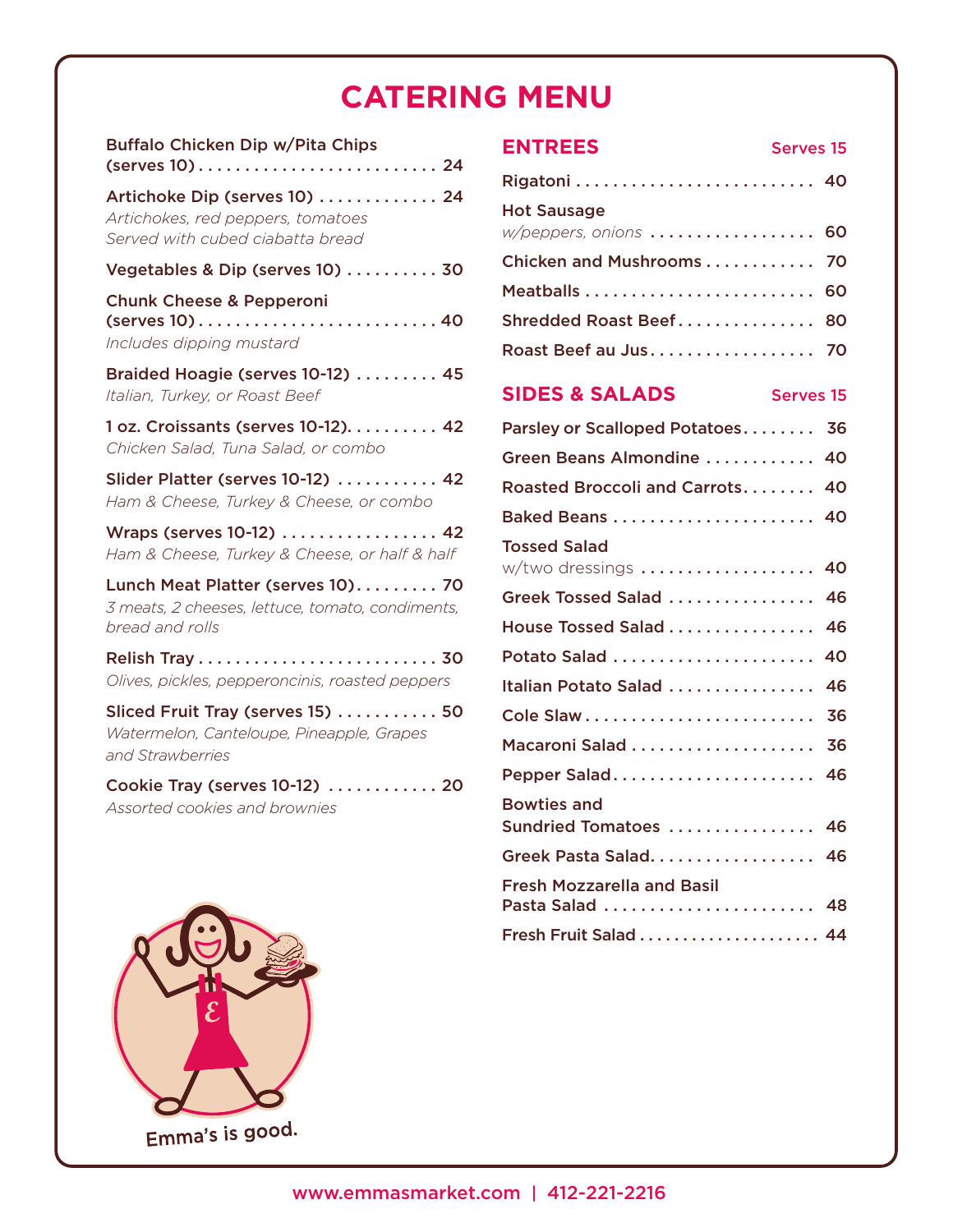# CATERING MENU

**Buffalo Chicken Dip w/Pita Chips (serves 10)** . . . . . . . . . . 24

**Artichoke Dip (serves 10)** . . . . . . . . . . 24
*Artichokes, red peppers, tomatoes*
*Served with cubed ciabatta bread*

**Vegetables & Dip (serves 10)** . . . . . . . . . . 30

**Chunk Cheese & Pepperoni (serves 10)** . . . . . . . . . . 40
*Includes dipping mustard*

**Braided Hoagie (serves 10-12)** . . . . . . . . . . 45
*Italian, Turkey, or Roast Beef*

**1 oz. Croissants (serves 10-12)** . . . . . . . . . . 42
*Chicken Salad, Tuna Salad, or combo*

**Slider Platter (serves 10-12)** . . . . . . . . . . 42
*Ham & Cheese, Turkey & Cheese, or combo*

**Wraps (serves 10-12)** . . . . . . . . . . 42
*Ham & Cheese, Turkey & Cheese, or half & half*

**Lunch Meat Platter (serves 10)** . . . . . . . . . . 70
*3 meats, 2 cheeses, lettuce, tomato, condiments, bread and rolls*

**Relish Tray** . . . . . . . . . . 30
*Olives, pickles, pepperoncinis, roasted peppers*

**Sliced Fruit Tray (serves 15)** . . . . . . . . . . 50
*Watermelon, Canteloupe, Pineapple, Grapes and Strawberries*

**Cookie Tray (serves 10-12)** . . . . . . . . . . 20
*Assorted cookies and brownies*

Emma's is good.

## ENTREES — Serves 15

**Rigatoni** . . . . . . . . . . 40

**Hot Sausage**
*w/peppers, onions* . . . . . . . . . . 60

**Chicken and Mushrooms** . . . . . . . . . . 70

**Meatballs** . . . . . . . . . . 60

**Shredded Roast Beef** . . . . . . . . . . 80

**Roast Beef au Jus** . . . . . . . . . . 70

## SIDES & SALADS — Serves 15

**Parsley or Scalloped Potatoes** . . . . . . . . . . 36

**Green Beans Almondine** . . . . . . . . . . 40

**Roasted Broccoli and Carrots** . . . . . . . . . . 40

**Baked Beans** . . . . . . . . . . 40

**Tossed Salad**
w/two dressings . . . . . . . . . . 40

**Greek Tossed Salad** . . . . . . . . . . 46

**House Tossed Salad** . . . . . . . . . . 46

**Potato Salad** . . . . . . . . . . 40

**Italian Potato Salad** . . . . . . . . . . 46

**Cole Slaw** . . . . . . . . . . 36

**Macaroni Salad** . . . . . . . . . . 36

**Pepper Salad** . . . . . . . . . . 46

**Bowties and Sundried Tomatoes** . . . . . . . . . . 46

**Greek Pasta Salad** . . . . . . . . . . 46

**Fresh Mozzarella and Basil Pasta Salad** . . . . . . . . . . 48

**Fresh Fruit Salad** . . . . . . . . . . 44

www.emmasmarket.com | 412-221-2216